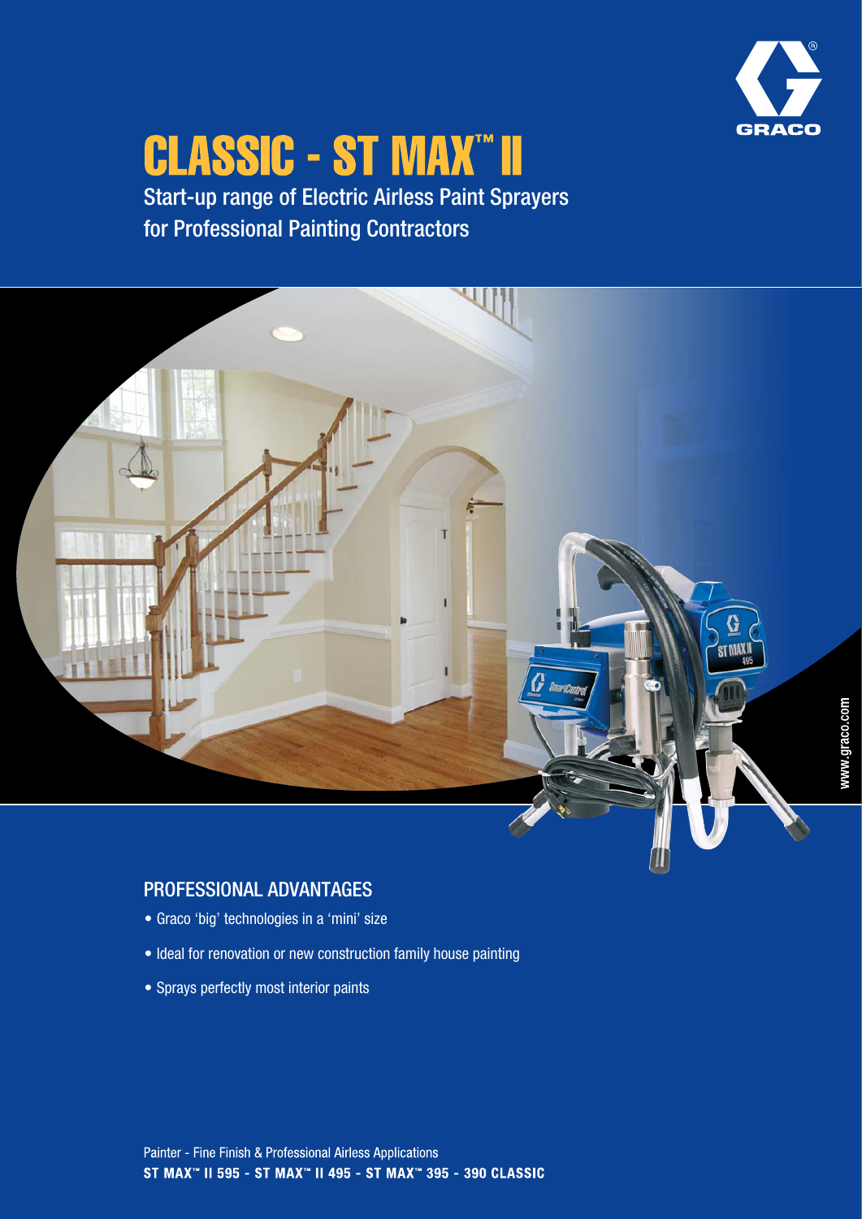# CLASSIC - ST MAX™ II

Start-up range of Electric Airless Paint Sprayers for Professional Painting Contractors

## PROFESSIONAL ADVANTAGES

- Graco 'big' technologies in a 'mini' size
- Ideal for renovation or new construction family house painting
- Sprays perfectly most interior paints

Painter - Fine Finish & Professional Airless Applications

**ST MAX™ II 595 - ST MAX™ II 495 - ST MAX™ 395 - 390 CLASSIC**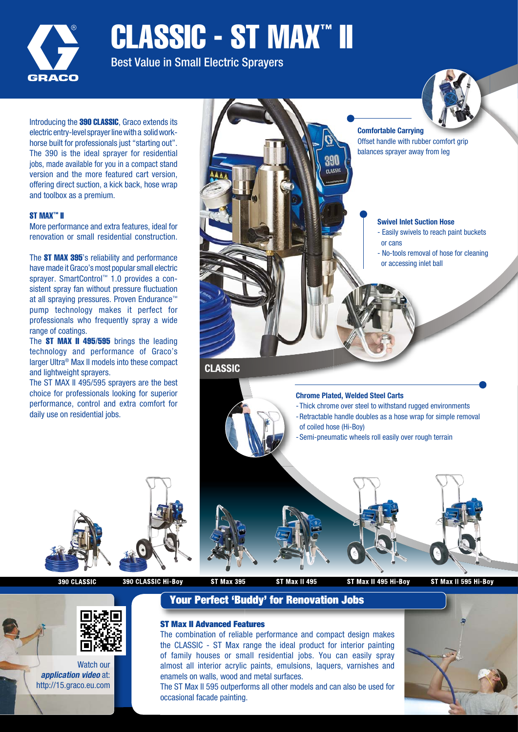# CLASSIC - ST MAX™ II

Best Value in Small Electric Sprayers

Introducing the **390 CLASSIC**, Graco extends its electric entry-level sprayer line with a solid work-horse built for professionals just "starting out". The 390 is the ideal sprayer for residential jobs, made available for you in a compact stand version and the more featured cart version, offering direct suction, a kick back, hose wrap and toolbox as a premium.

### ST MAX™ II

More performance and extra features, ideal for renovation or small residential construction.

The **ST MAX 395**'s reliability and performance have made it Graco's most popular small electric sprayer. SmartControl™ 1.0 provides a consistent spray fan without pressure fluctuation at all spraying pressures. Proven Endurance™ pump technology makes it perfect for professionals who frequently spray a wide range of coatings.

The **ST MAX II 495/595** brings the leading technology and performance of Graco's larger Ultra® Max II models into these compact and lightweight sprayers.

The ST MAX II 495/595 sprayers are the best choice for professionals looking for superior performance, control and extra comfort for daily use on residential jobs.

**Comfortable Carrying**

Offset handle with rubber comfort grip balances sprayer away from leg

**Swivel Inlet Suction Hose**

- Easily swivels to reach paint buckets or cans
- No-tools removal of hose for cleaning or accessing inlet ball

**CLASSIC**

**Chrome Plated, Welded Steel Carts**

- Thick chrome over steel to withstand rugged environments
- Retractable handle doubles as a hose wrap for simple removal of coiled hose (Hi-Boy)
- Semi-pneumatic wheels roll easily over rough terrain

390 CLASSIC | 390 CLASSIC Hi-Boy | ST Max 395 | ST Max II 495 | ST Max II 495 Hi-Boy | ST Max II 595 Hi-Boy

## Your Perfect 'Buddy' for Renovation Jobs

Watch our *application video* at: http://15.graco.eu.com

### ST Max II Advanced Features

The combination of reliable performance and compact design makes the CLASSIC - ST Max range the ideal product for interior painting of family houses or small residential jobs. You can easily spray almost all interior acrylic paints, emulsions, laquers, varnishes and enamels on walls, wood and metal surfaces.

The ST Max II 595 outperforms all other models and can also be used for occasional facade painting.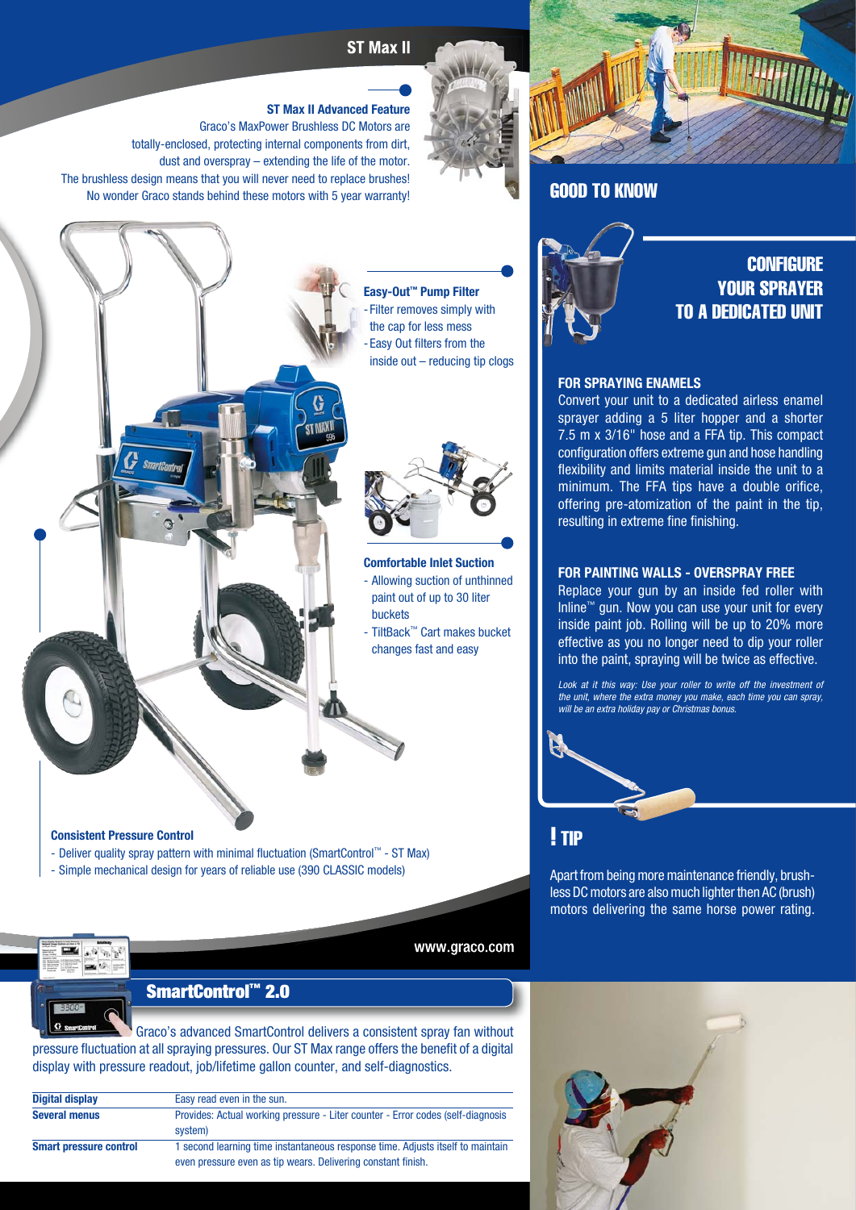## ST Max II

### ST Max II Advanced Feature

Graco's MaxPower Brushless DC Motors are totally-enclosed, protecting internal components from dirt, dust and overspray – extending the life of the motor. The brushless design means that you will never need to replace brushes! No wonder Graco stands behind these motors with 5 year warranty!

### Easy-Out™ Pump Filter

- Filter removes simply with the cap for less mess
- Easy Out filters from the inside out – reducing tip clogs

### Comfortable Inlet Suction

- Allowing suction of unthinned paint out of up to 30 liter buckets
- TiltBack™ Cart makes bucket changes fast and easy

### Consistent Pressure Control

- Deliver quality spray pattern with minimal fluctuation (SmartControl™ - ST Max)
- Simple mechanical design for years of reliable use (390 CLASSIC models)

www.graco.com

## SmartControl™ 2.0

Graco's advanced SmartControl delivers a consistent spray fan without pressure fluctuation at all spraying pressures. Our ST Max range offers the benefit of a digital display with pressure readout, job/lifetime gallon counter, and self-diagnostics.

| | |
|---|---|
| **Digital display** | Easy read even in the sun. |
| **Several menus** | Provides: Actual working pressure - Liter counter - Error codes (self-diagnosis system) |
| **Smart pressure control** | 1 second learning time instantaneous response time. Adjusts itself to maintain even pressure even as tip wears. Delivering constant finish. |

## GOOD TO KNOW

### CONFIGURE YOUR SPRAYER TO A DEDICATED UNIT

#### FOR SPRAYING ENAMELS

Convert your unit to a dedicated airless enamel sprayer adding a 5 liter hopper and a shorter 7.5 m x 3/16" hose and a FFA tip. This compact configuration offers extreme gun and hose handling flexibility and limits material inside the unit to a minimum. The FFA tips have a double orifice, offering pre-atomization of the paint in the tip, resulting in extreme fine finishing.

#### FOR PAINTING WALLS - OVERSPRAY FREE

Replace your gun by an inside fed roller with Inline™ gun. Now you can use your unit for every inside paint job. Rolling will be up to 20% more effective as you no longer need to dip your roller into the paint, spraying will be twice as effective.

*Look at it this way: Use your roller to write off the investment of the unit, where the extra money you make, each time you can spray, will be an extra holiday pay or Christmas bonus.*

## ! TIP

Apart from being more maintenance friendly, brushless DC motors are also much lighter then AC (brush) motors delivering the same horse power rating.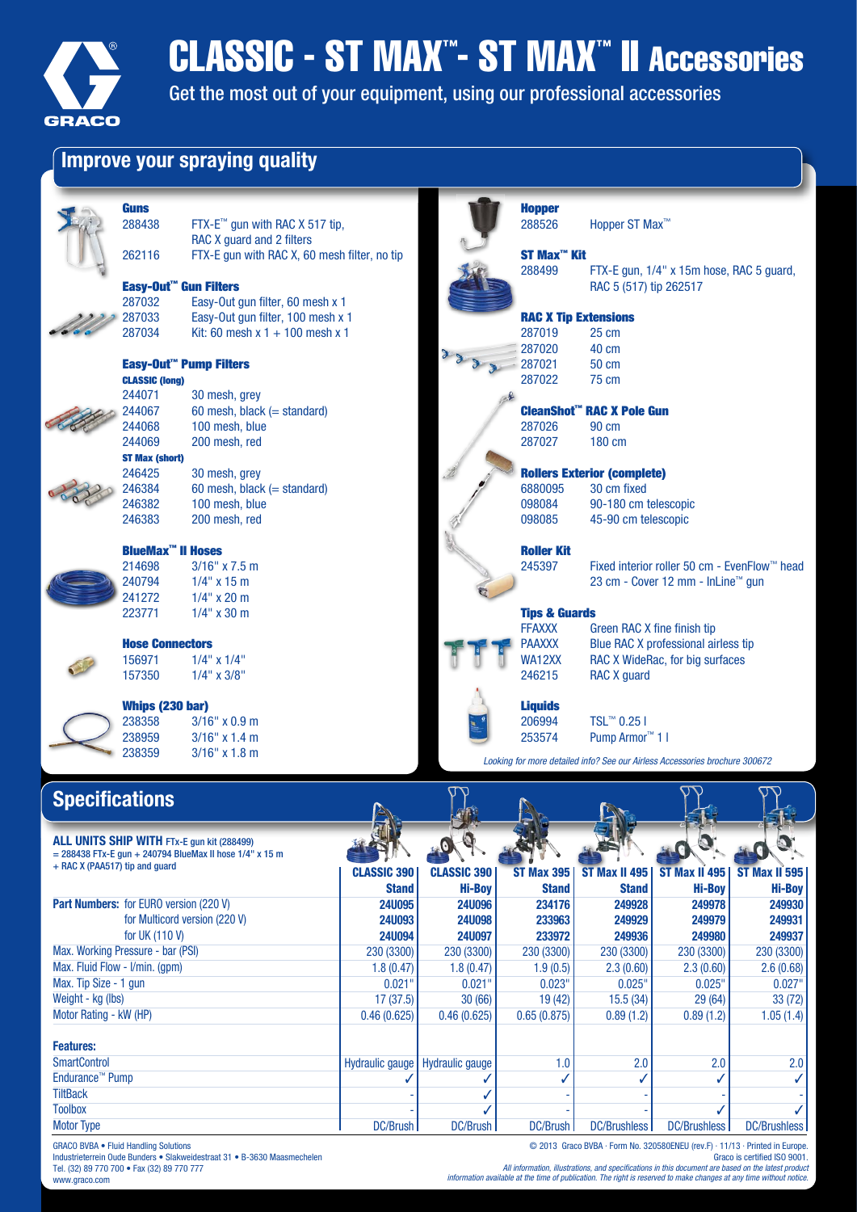# CLASSIC - ST MAX™- ST MAX™ II Accessories

Get the most out of your equipment, using our professional accessories

## Improve your spraying quality

### Guns

| | |
|---|---|
| 288438 | FTX-E™ gun with RAC X 517 tip, RAC X guard and 2 filters |
| 262116 | FTX-E gun with RAC X, 60 mesh filter, no tip |

### Easy-Out™ Gun Filters

| | |
|---|---|
| 287032 | Easy-Out gun filter, 60 mesh x 1 |
| 287033 | Easy-Out gun filter, 100 mesh x 1 |
| 287034 | Kit: 60 mesh x 1 + 100 mesh x 1 |

### Easy-Out™ Pump Filters

**CLASSIC (long)**

| | |
|---|---|
| 244071 | 30 mesh, grey |
| 244067 | 60 mesh, black (= standard) |
| 244068 | 100 mesh, blue |
| 244069 | 200 mesh, red |

**ST Max (short)**

| | |
|---|---|
| 246425 | 30 mesh, grey |
| 246384 | 60 mesh, black (= standard) |
| 246382 | 100 mesh, blue |
| 246383 | 200 mesh, red |

### BlueMax™ II Hoses

| | |
|---|---|
| 214698 | 3/16" x 7.5 m |
| 240794 | 1/4" x 15 m |
| 241272 | 1/4" x 20 m |
| 223771 | 1/4" x 30 m |

### Hose Connectors

| | |
|---|---|
| 156971 | 1/4" x 1/4" |
| 157350 | 1/4" x 3/8" |

### Whips (230 bar)

| | |
|---|---|
| 238358 | 3/16" x 0.9 m |
| 238959 | 3/16" x 1.4 m |
| 238359 | 3/16" x 1.8 m |

### Hopper

| | |
|---|---|
| 288526 | Hopper ST Max™ |

### ST Max™ Kit

| | |
|---|---|
| 288499 | FTX-E gun, 1/4" x 15m hose, RAC 5 guard, RAC 5 (517) tip 262517 |

### RAC X Tip Extensions

| | |
|---|---|
| 287019 | 25 cm |
| 287020 | 40 cm |
| 287021 | 50 cm |
| 287022 | 75 cm |

### CleanShot™ RAC X Pole Gun

| | |
|---|---|
| 287026 | 90 cm |
| 287027 | 180 cm |

### Rollers Exterior (complete)

| | |
|---|---|
| 6880095 | 30 cm fixed |
| 098084 | 90-180 cm telescopic |
| 098085 | 45-90 cm telescopic |

### Roller Kit

| | |
|---|---|
| 245397 | Fixed interior roller 50 cm - EvenFlow™ head 23 cm - Cover 12 mm - InLine™ gun |

### Tips & Guards

| | |
|---|---|
| FFAXXX | Green RAC X fine finish tip |
| PAAXXX | Blue RAC X professional airless tip |
| WA12XX | RAC X WideRac, for big surfaces |
| 246215 | RAC X guard |

### Liquids

| | |
|---|---|
| 206994 | TSL™ 0.25 l |
| 253574 | Pump Armor™ 1 l |

*Looking for more detailed info? See our Airless Accessories brochure 300672*

## Specifications

**ALL UNITS SHIP WITH** FTx-E gun kit (288499) = 288438 FTx-E gun + 240794 BlueMax II hose 1/4" x 15 m + RAC X (PAA517) tip and guard

| | CLASSIC 390 Stand | CLASSIC 390 Hi-Boy | ST Max 395 Stand | ST Max II 495 Stand | ST Max II 495 Hi-Boy | ST Max II 595 Hi-Boy |
|---|---|---|---|---|---|---|
| **Part Numbers:** for EURO version (220 V) | 24U095 | 24U096 | 234176 | 249928 | 249978 | 249930 |
| for Multicord version (220 V) | 24U093 | 24U098 | 233963 | 249929 | 249979 | 249931 |
| for UK (110 V) | 24U094 | 24U097 | 233972 | 249936 | 249980 | 249937 |
| Max. Working Pressure - bar (PSI) | 230 (3300) | 230 (3300) | 230 (3300) | 230 (3300) | 230 (3300) | 230 (3300) |
| Max. Fluid Flow - l/min. (gpm) | 1.8 (0.47) | 1.8 (0.47) | 1.9 (0.5) | 2.3 (0.60) | 2.3 (0.60) | 2.6 (0.68) |
| Max. Tip Size - 1 gun | 0.021" | 0.021" | 0.023" | 0.025" | 0.025" | 0.027" |
| Weight - kg (lbs) | 17 (37.5) | 30 (66) | 19 (42) | 15.5 (34) | 29 (64) | 33 (72) |
| Motor Rating - kW (HP) | 0.46 (0.625) | 0.46 (0.625) | 0.65 (0.875) | 0.89 (1.2) | 0.89 (1.2) | 1.05 (1.4) |
| **Features:** | | | | | | |
| SmartControl | Hydraulic gauge | Hydraulic gauge | 1.0 | 2.0 | 2.0 | 2.0 |
| Endurance™ Pump | ✓ | ✓ | ✓ | ✓ | ✓ | ✓ |
| TiltBack | - | ✓ | - | - | - | - |
| Toolbox | - | ✓ | - | - | ✓ | ✓ |
| Motor Type | DC/Brush | DC/Brush | DC/Brush | DC/Brushless | DC/Brushless | DC/Brushless |

GRACO BVBA • Fluid Handling Solutions
Industrieterrein Oude Bunders • Slakweidestraat 31 • B-3630 Maasmechelen
Tel. (32) 89 770 700 • Fax (32) 89 770 777
www.graco.com

© 2013 Graco BVBA · Form No. 320580ENEU (rev.F) · 11/13 · Printed in Europe.
Graco is certified ISO 9001.

*All information, illustrations, and specifications in this document are based on the latest product information available at the time of publication. The right is reserved to make changes at any time without notice.*